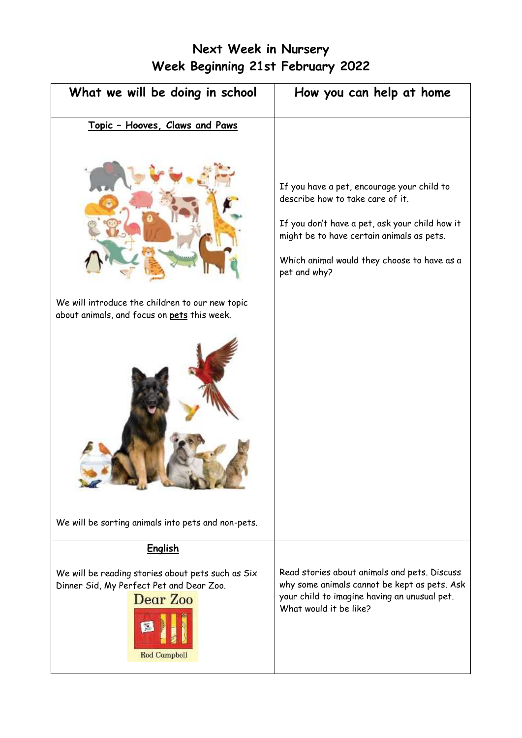# Next Week in Nursery
## Week Beginning 21st February 2022

| What we will be doing in school | How you can help at home |
| --- | --- |
| **Topic – Hooves, Claws and Paws**<br><br>We will introduce the children to our new topic about animals, and focus on **pets** this week.<br><br>We will be sorting animals into pets and non-pets. | If you have a pet, encourage your child to describe how to take care of it.<br><br>If you don't have a pet, ask your child how it might be to have certain animals as pets.<br><br>Which animal would they choose to have as a pet and why? |
| **English**<br><br>We will be reading stories about pets such as Six Dinner Sid, My Perfect Pet and Dear Zoo. | Read stories about animals and pets. Discuss why some animals cannot be kept as pets. Ask your child to imagine having an unusual pet. What would it be like? |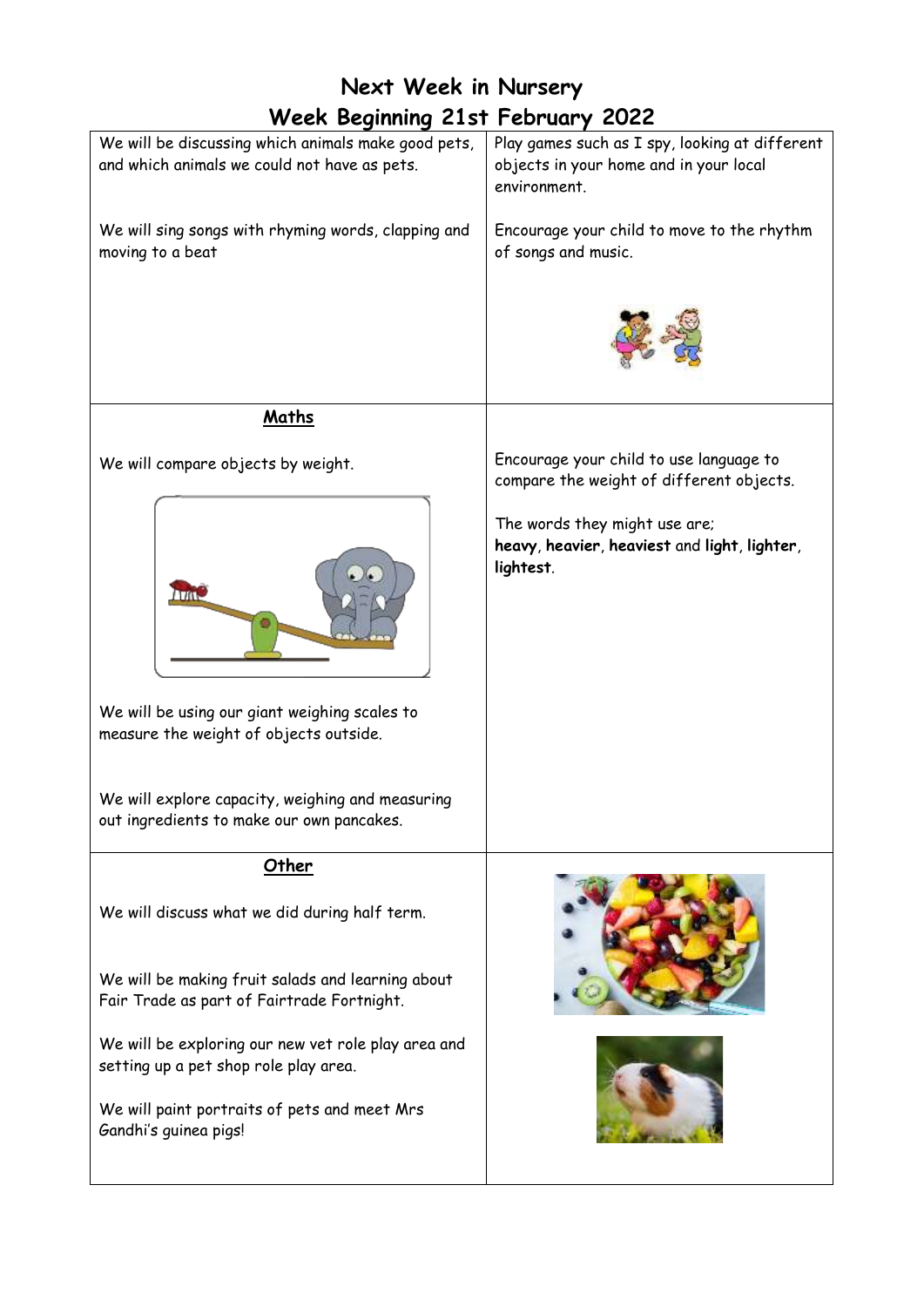# Next Week in Nursery

## Week Beginning 21st February 2022

| | |
|---|---|
| We will be discussing which animals make good pets, and which animals we could not have as pets.<br><br>We will sing songs with rhyming words, clapping and moving to a beat | Play games such as I spy, looking at different objects in your home and in your local environment.<br><br>Encourage your child to move to the rhythm of songs and music. |
| **Maths**<br><br>We will compare objects by weight.<br><br>We will be using our giant weighing scales to measure the weight of objects outside.<br><br>We will explore capacity, weighing and measuring out ingredients to make our own pancakes. | Encourage your child to use language to compare the weight of different objects.<br><br>The words they might use are; **heavy**, **heavier**, **heaviest** and **light**, **lighter**, **lightest**. |
| **Other**<br><br>We will discuss what we did during half term.<br><br>We will be making fruit salads and learning about Fair Trade as part of Fairtrade Fortnight.<br><br>We will be exploring our new vet role play area and setting up a pet shop role play area.<br><br>We will paint portraits of pets and meet Mrs Gandhi's guinea pigs! | |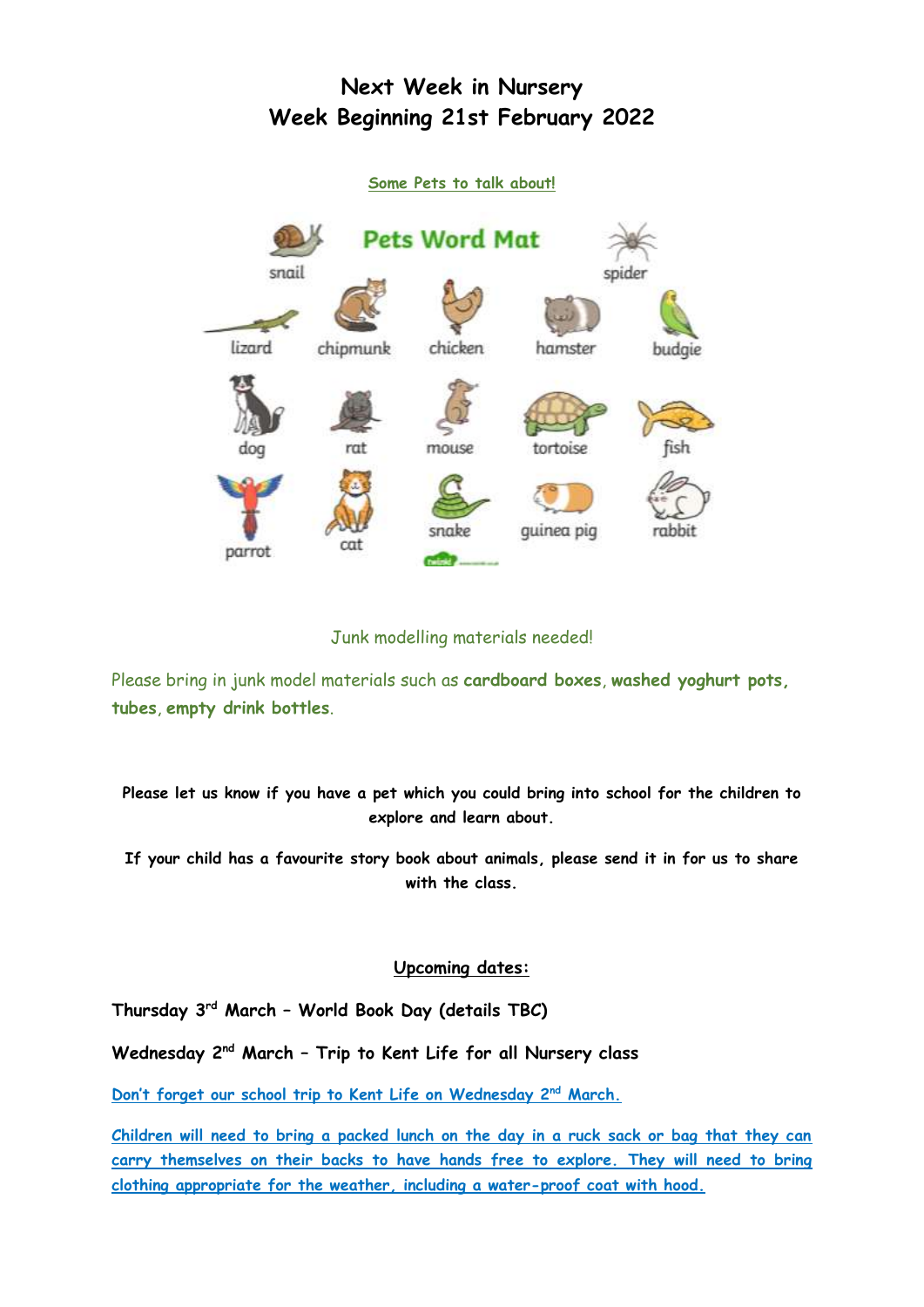# Next Week in Nursery
# Week Beginning 21st February 2022

Some Pets to talk about!

**Pets Word Mat**

snail, spider, lizard, chipmunk, chicken, hamster, budgie, dog, rat, mouse, tortoise, fish, parrot, cat, snake, guinea pig, rabbit

Junk modelling materials needed!

Please bring in junk model materials such as **cardboard boxes**, **washed yoghurt pots**, **tubes**, **empty drink bottles**.

**Please let us know if you have a pet which you could bring into school for the children to explore and learn about.**

**If your child has a favourite story book about animals, please send it in for us to share with the class.**

## Upcoming dates:

**Thursday 3rd March – World Book Day (details TBC)**

**Wednesday 2nd March – Trip to Kent Life for all Nursery class**

**Don't forget our school trip to Kent Life on Wednesday 2nd March.**

**Children will need to bring a packed lunch on the day in a ruck sack or bag that they can carry themselves on their backs to have hands free to explore. They will need to bring clothing appropriate for the weather, including a water-proof coat with hood.**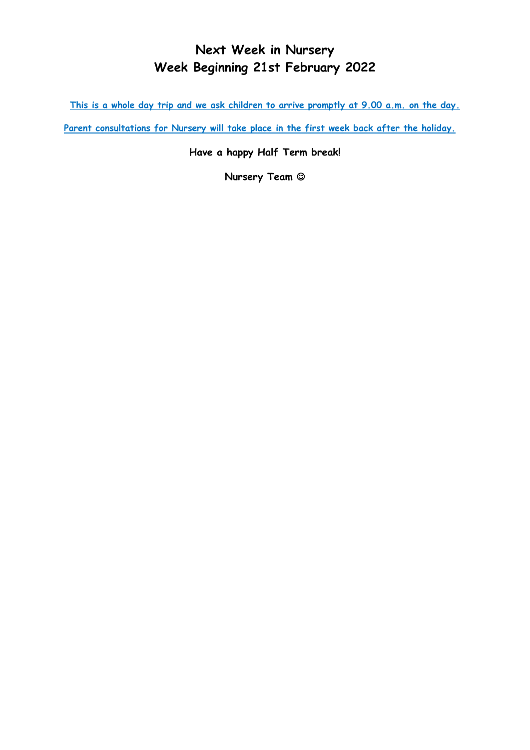# Next Week in Nursery
# Week Beginning 21st February 2022

**This is a whole day trip and we ask children to arrive promptly at 9.00 a.m. on the day.**

**Parent consultations for Nursery will take place in the first week back after the holiday.**

**Have a happy Half Term break!**

**Nursery Team ☺**